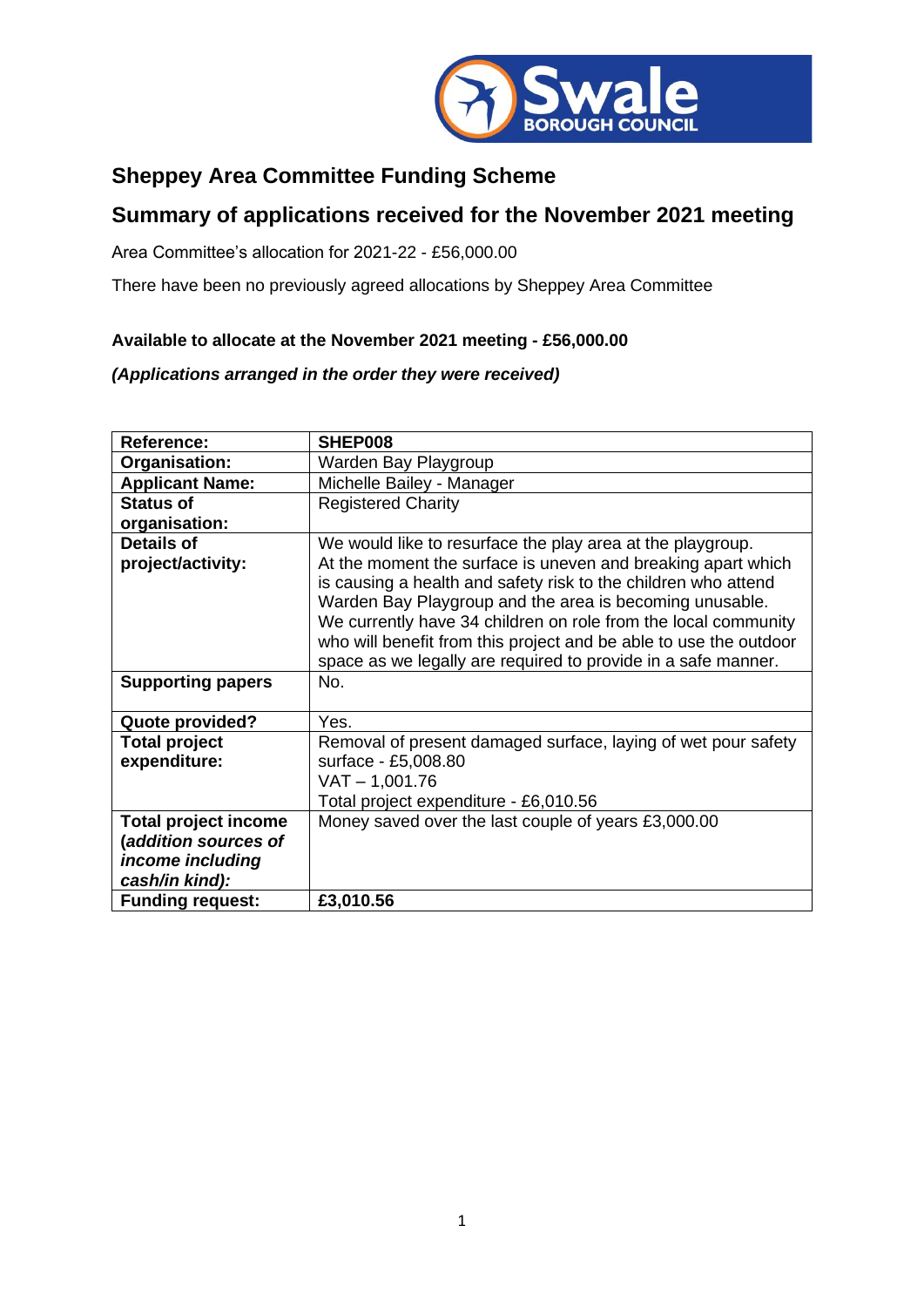## Sheppey Area Committee Funding Scheme

## Summary of applications received for the November 2021 meeting

Area Committee's allocation for 2021-22 - £56,000.00

There have been no previously agreed allocations by Sheppey Area Committee

**Available to allocate at the November 2021 meeting - £56,000.00**

***(Applications arranged in the order they were received)***

| **Reference:** | **SHEP008** |
|---|---|
| **Organisation:** | Warden Bay Playgroup |
| **Applicant Name:** | Michelle Bailey - Manager |
| **Status of organisation:** | Registered Charity |
| **Details of project/activity:** | We would like to resurface the play area at the playgroup. At the moment the surface is uneven and breaking apart which is causing a health and safety risk to the children who attend Warden Bay Playgroup and the area is becoming unusable. We currently have 34 children on role from the local community who will benefit from this project and be able to use the outdoor space as we legally are required to provide in a safe manner. |
| **Supporting papers** | No. |
| **Quote provided?** | Yes. |
| **Total project expenditure:** | Removal of present damaged surface, laying of wet pour safety surface - £5,008.80<br>VAT – 1,001.76<br>Total project expenditure - £6,010.56 |
| **Total project income (*addition sources of income including cash/in kind*):** | Money saved over the last couple of years £3,000.00 |
| **Funding request:** | **£3,010.56** |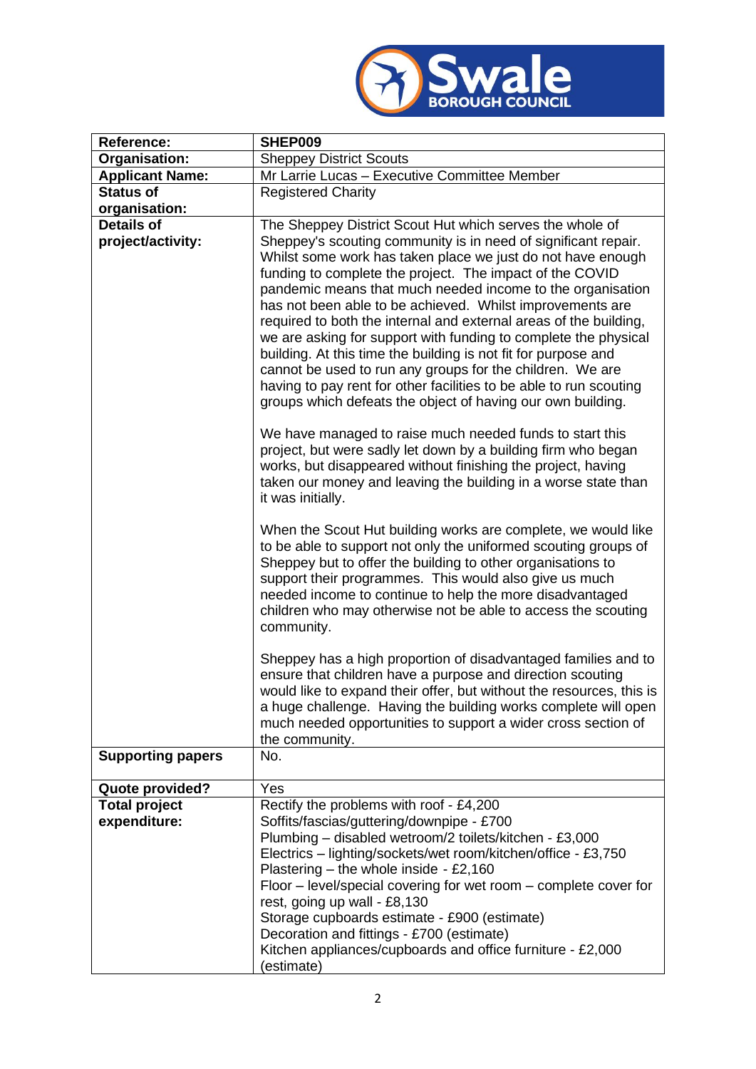| | |
|---|---|
| **Reference:** | **SHEP009** |
| **Organisation:** | Sheppey District Scouts |
| **Applicant Name:** | Mr Larrie Lucas – Executive Committee Member |
| **Status of organisation:** | Registered Charity |
| **Details of project/activity:** | The Sheppey District Scout Hut which serves the whole of Sheppey's scouting community is in need of significant repair. Whilst some work has taken place we just do not have enough funding to complete the project. The impact of the COVID pandemic means that much needed income to the organisation has not been able to be achieved. Whilst improvements are required to both the internal and external areas of the building, we are asking for support with funding to complete the physical building. At this time the building is not fit for purpose and cannot be used to run any groups for the children. We are having to pay rent for other facilities to be able to run scouting groups which defeats the object of having our own building.<br><br>We have managed to raise much needed funds to start this project, but were sadly let down by a building firm who began works, but disappeared without finishing the project, having taken our money and leaving the building in a worse state than it was initially.<br><br>When the Scout Hut building works are complete, we would like to be able to support not only the uniformed scouting groups of Sheppey but to offer the building to other organisations to support their programmes. This would also give us much needed income to continue to help the more disadvantaged children who may otherwise not be able to access the scouting community.<br><br>Sheppey has a high proportion of disadvantaged families and to ensure that children have a purpose and direction scouting would like to expand their offer, but without the resources, this is a huge challenge. Having the building works complete will open much needed opportunities to support a wider cross section of the community. |
| **Supporting papers** | No. |
| **Quote provided?** | Yes |
| **Total project expenditure:** | Rectify the problems with roof - £4,200<br>Soffits/fascias/guttering/downpipe - £700<br>Plumbing – disabled wetroom/2 toilets/kitchen - £3,000<br>Electrics – lighting/sockets/wet room/kitchen/office - £3,750<br>Plastering – the whole inside - £2,160<br>Floor – level/special covering for wet room – complete cover for rest, going up wall - £8,130<br>Storage cupboards estimate - £900 (estimate)<br>Decoration and fittings - £700 (estimate)<br>Kitchen appliances/cupboards and office furniture - £2,000 (estimate) |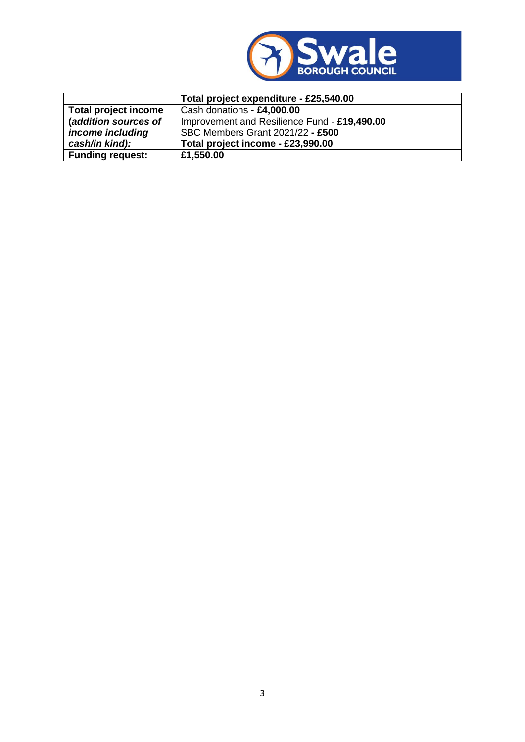| | **Total project expenditure - £25,540.00** |
|---|---|
| **Total project income *(addition sources of income including cash/in kind):*** | Cash donations - **£4,000.00**<br>Improvement and Resilience Fund - **£19,490.00**<br>SBC Members Grant 2021/22 **- £500**<br>**Total project income - £23,990.00** |
| **Funding request:** | **£1,550.00** |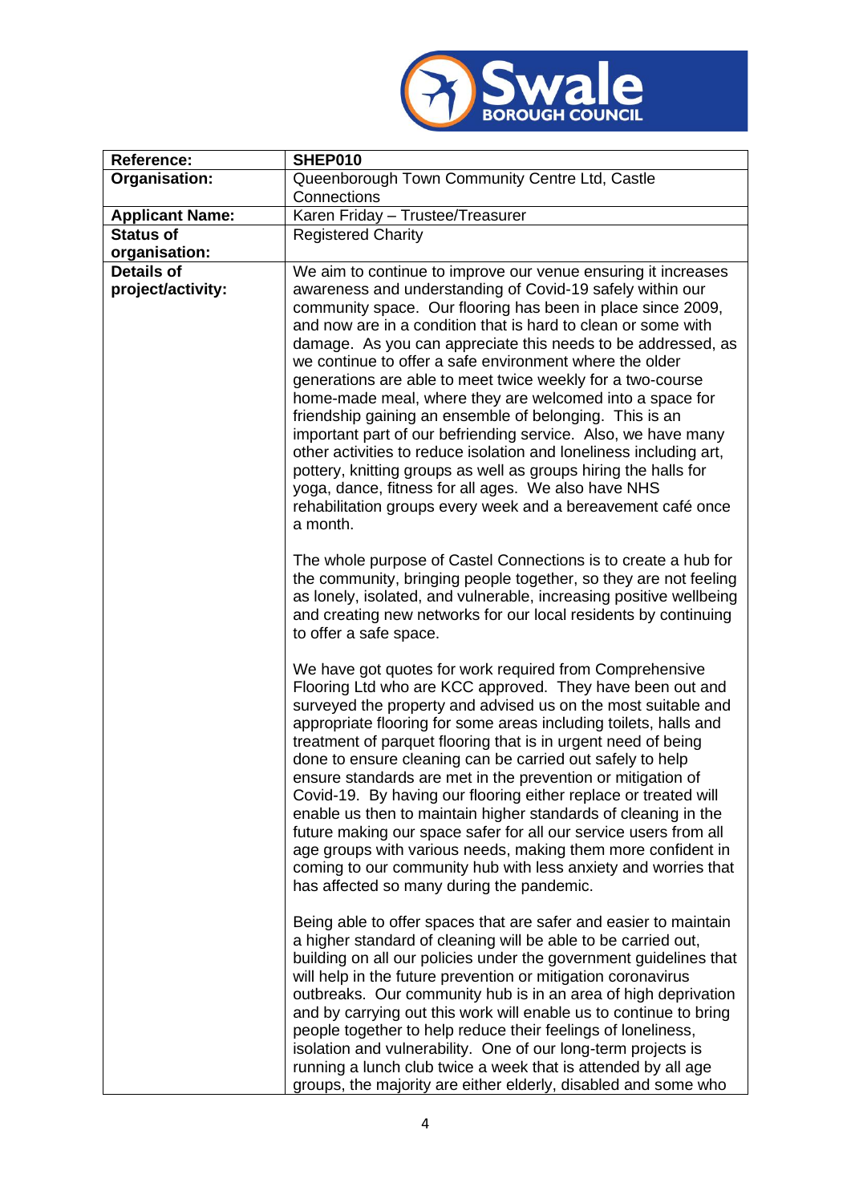| Reference: | SHEP010 |
|---|---|
| **Organisation:** | Queenborough Town Community Centre Ltd, Castle Connections |
| **Applicant Name:** | Karen Friday – Trustee/Treasurer |
| **Status of organisation:** | Registered Charity |
| **Details of project/activity:** | We aim to continue to improve our venue ensuring it increases awareness and understanding of Covid-19 safely within our community space. Our flooring has been in place since 2009, and now are in a condition that is hard to clean or some with damage. As you can appreciate this needs to be addressed, as we continue to offer a safe environment where the older generations are able to meet twice weekly for a two-course home-made meal, where they are welcomed into a space for friendship gaining an ensemble of belonging. This is an important part of our befriending service. Also, we have many other activities to reduce isolation and loneliness including art, pottery, knitting groups as well as groups hiring the halls for yoga, dance, fitness for all ages. We also have NHS rehabilitation groups every week and a bereavement café once a month.<br><br>The whole purpose of Castel Connections is to create a hub for the community, bringing people together, so they are not feeling as lonely, isolated, and vulnerable, increasing positive wellbeing and creating new networks for our local residents by continuing to offer a safe space.<br><br>We have got quotes for work required from Comprehensive Flooring Ltd who are KCC approved. They have been out and surveyed the property and advised us on the most suitable and appropriate flooring for some areas including toilets, halls and treatment of parquet flooring that is in urgent need of being done to ensure cleaning can be carried out safely to help ensure standards are met in the prevention or mitigation of Covid-19. By having our flooring either replace or treated will enable us then to maintain higher standards of cleaning in the future making our space safer for all our service users from all age groups with various needs, making them more confident in coming to our community hub with less anxiety and worries that has affected so many during the pandemic.<br><br>Being able to offer spaces that are safer and easier to maintain a higher standard of cleaning will be able to be carried out, building on all our policies under the government guidelines that will help in the future prevention or mitigation coronavirus outbreaks. Our community hub is in an area of high deprivation and by carrying out this work will enable us to continue to bring people together to help reduce their feelings of loneliness, isolation and vulnerability. One of our long-term projects is running a lunch club twice a week that is attended by all age groups, the majority are either elderly, disabled and some who |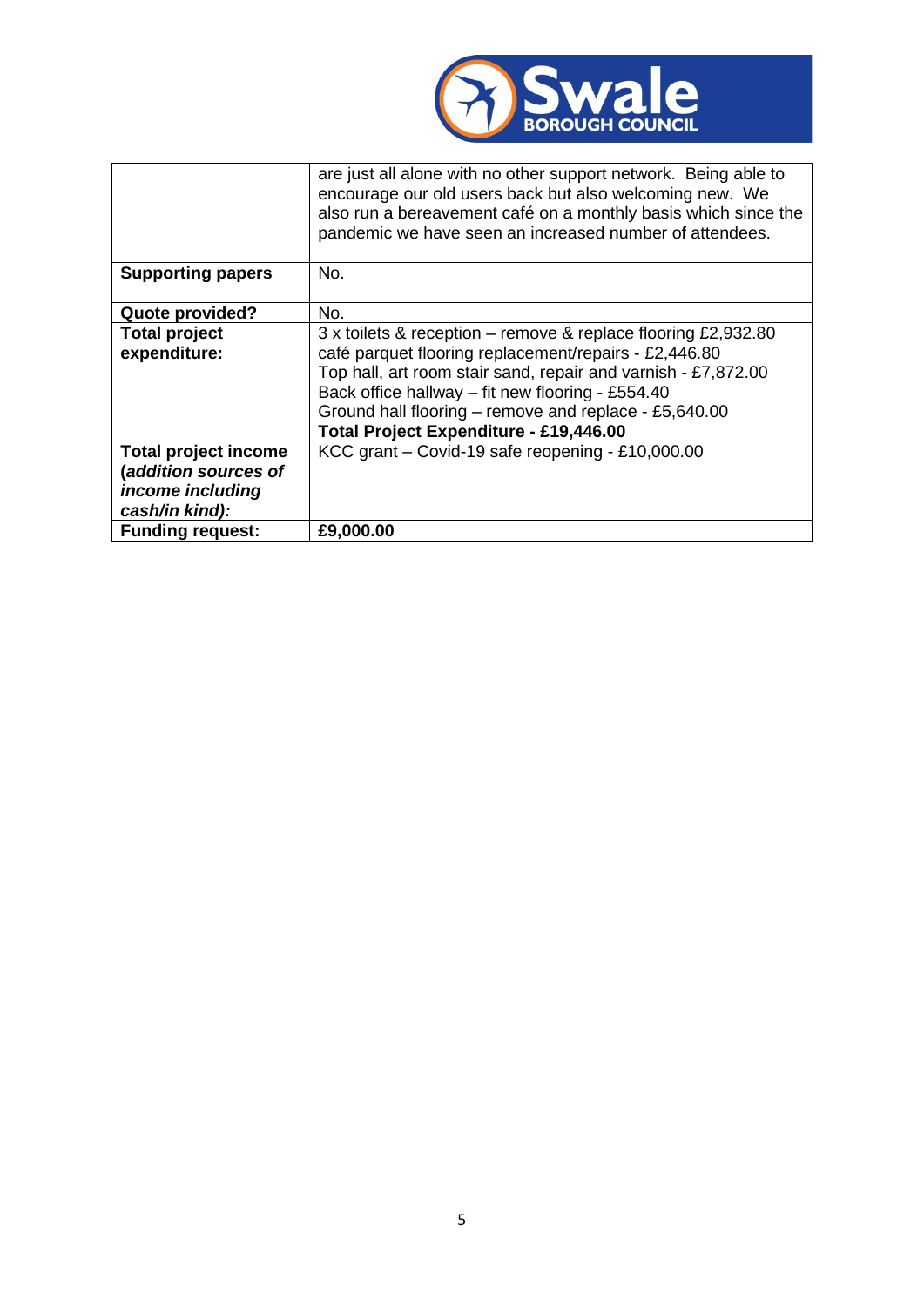|  |  |
|---|---|
|  | are just all alone with no other support network. Being able to encourage our old users back but also welcoming new. We also run a bereavement café on a monthly basis which since the pandemic we have seen an increased number of attendees. |
| **Supporting papers** | No. |
| **Quote provided?** | No. |
| **Total project expenditure:** | 3 x toilets & reception – remove & replace flooring £2,932.80<br>café parquet flooring replacement/repairs - £2,446.80<br>Top hall, art room stair sand, repair and varnish - £7,872.00<br>Back office hallway – fit new flooring - £554.40<br>Ground hall flooring – remove and replace - £5,640.00<br>**Total Project Expenditure - £19,446.00** |
| **Total project income (*addition sources of income including cash/in kind*):** | KCC grant – Covid-19 safe reopening - £10,000.00 |
| **Funding request:** | **£9,000.00** |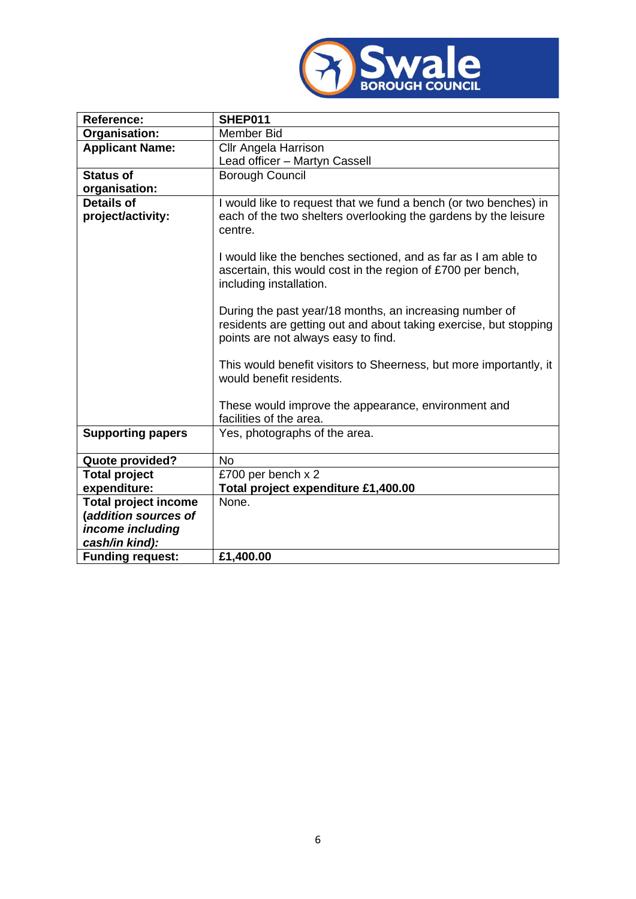| **Reference:** | **SHEP011** |
|---|---|
| **Organisation:** | Member Bid |
| **Applicant Name:** | Cllr Angela Harrison<br>Lead officer – Martyn Cassell |
| **Status of organisation:** | Borough Council |
| **Details of project/activity:** | I would like to request that we fund a bench (or two benches) in each of the two shelters overlooking the gardens by the leisure centre.<br><br>I would like the benches sectioned, and as far as I am able to ascertain, this would cost in the region of £700 per bench, including installation.<br><br>During the past year/18 months, an increasing number of residents are getting out and about taking exercise, but stopping points are not always easy to find.<br><br>This would benefit visitors to Sheerness, but more importantly, it would benefit residents.<br><br>These would improve the appearance, environment and facilities of the area. |
| **Supporting papers** | Yes, photographs of the area. |
| **Quote provided?** | No |
| **Total project expenditure:** | £700 per bench x 2<br>**Total project expenditure £1,400.00** |
| **Total project income *(addition sources of income including cash/in kind):*** | None. |
| **Funding request:** | **£1,400.00** |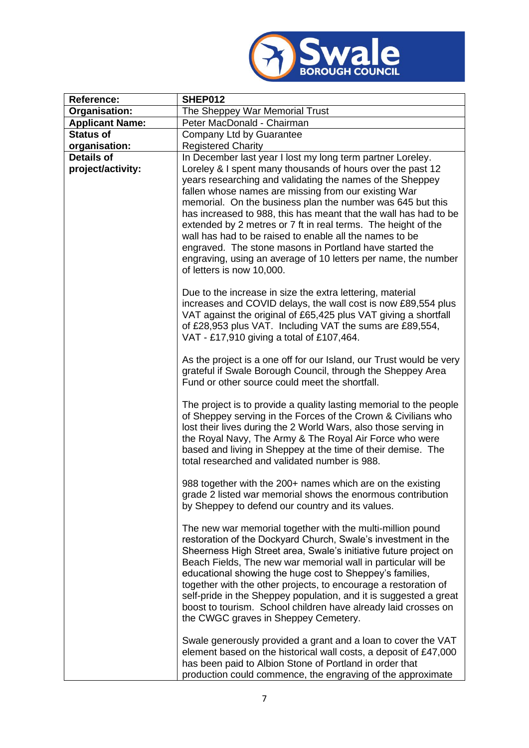| Reference: | SHEP012 |
|---|---|
| **Organisation:** | The Sheppey War Memorial Trust |
| **Applicant Name:** | Peter MacDonald - Chairman |
| **Status of organisation:** | Company Ltd by Guarantee<br>Registered Charity |
| **Details of project/activity:** | In December last year I lost my long term partner Loreley. Loreley & I spent many thousands of hours over the past 12 years researching and validating the names of the Sheppey fallen whose names are missing from our existing War memorial. On the business plan the number was 645 but this has increased to 988, this has meant that the wall has had to be extended by 2 metres or 7 ft in real terms. The height of the wall has had to be raised to enable all the names to be engraved. The stone masons in Portland have started the engraving, using an average of 10 letters per name, the number of letters is now 10,000.<br><br>Due to the increase in size the extra lettering, material increases and COVID delays, the wall cost is now £89,554 plus VAT against the original of £65,425 plus VAT giving a shortfall of £28,953 plus VAT. Including VAT the sums are £89,554, VAT - £17,910 giving a total of £107,464.<br><br>As the project is a one off for our Island, our Trust would be very grateful if Swale Borough Council, through the Sheppey Area Fund or other source could meet the shortfall.<br><br>The project is to provide a quality lasting memorial to the people of Sheppey serving in the Forces of the Crown & Civilians who lost their lives during the 2 World Wars, also those serving in the Royal Navy, The Army & The Royal Air Force who were based and living in Sheppey at the time of their demise. The total researched and validated number is 988.<br><br>988 together with the 200+ names which are on the existing grade 2 listed war memorial shows the enormous contribution by Sheppey to defend our country and its values.<br><br>The new war memorial together with the multi-million pound restoration of the Dockyard Church, Swale's investment in the Sheerness High Street area, Swale's initiative future project on Beach Fields, The new war memorial wall in particular will be educational showing the huge cost to Sheppey's families, together with the other projects, to encourage a restoration of self-pride in the Sheppey population, and it is suggested a great boost to tourism. School children have already laid crosses on the CWGC graves in Sheppey Cemetery.<br><br>Swale generously provided a grant and a loan to cover the VAT element based on the historical wall costs, a deposit of £47,000 has been paid to Albion Stone of Portland in order that production could commence, the engraving of the approximate |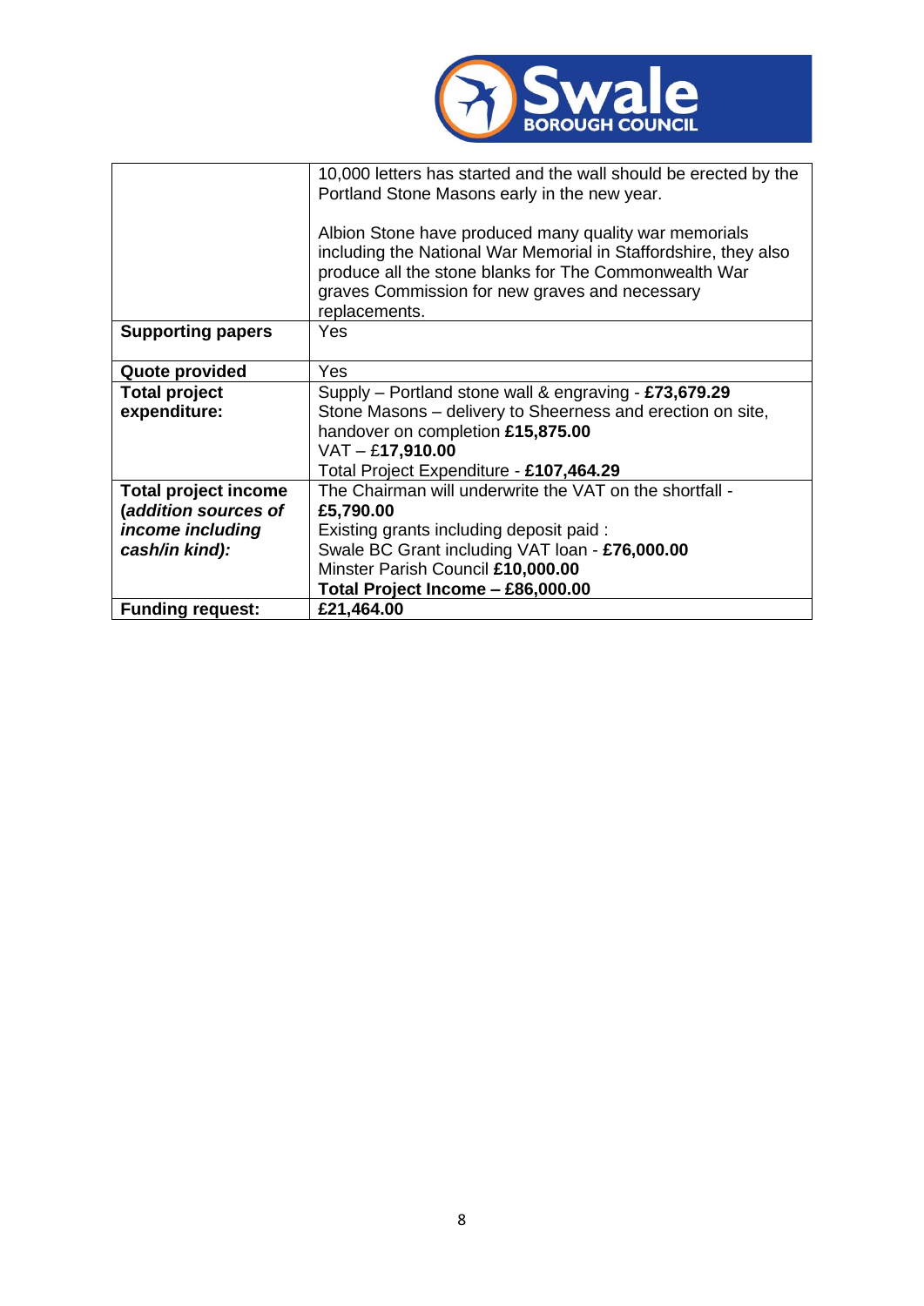|  |  |
|---|---|
|  | 10,000 letters has started and the wall should be erected by the Portland Stone Masons early in the new year.<br><br>Albion Stone have produced many quality war memorials including the National War Memorial in Staffordshire, they also produce all the stone blanks for The Commonwealth War graves Commission for new graves and necessary replacements. |
| **Supporting papers** | Yes |
| **Quote provided** | Yes |
| **Total project expenditure:** | Supply – Portland stone wall & engraving - **£73,679.29**<br>Stone Masons – delivery to Sheerness and erection on site, handover on completion **£15,875.00**<br>VAT – £**17,910.00**<br>Total Project Expenditure - **£107,464.29** |
| **Total project income (*addition sources of income including cash/in kind*):** | The Chairman will underwrite the VAT on the shortfall - **£5,790.00**<br>Existing grants including deposit paid :<br>Swale BC Grant including VAT loan - **£76,000.00**<br>Minster Parish Council **£10,000.00**<br>**Total Project Income – £86,000.00** |
| **Funding request:** | **£21,464.00** |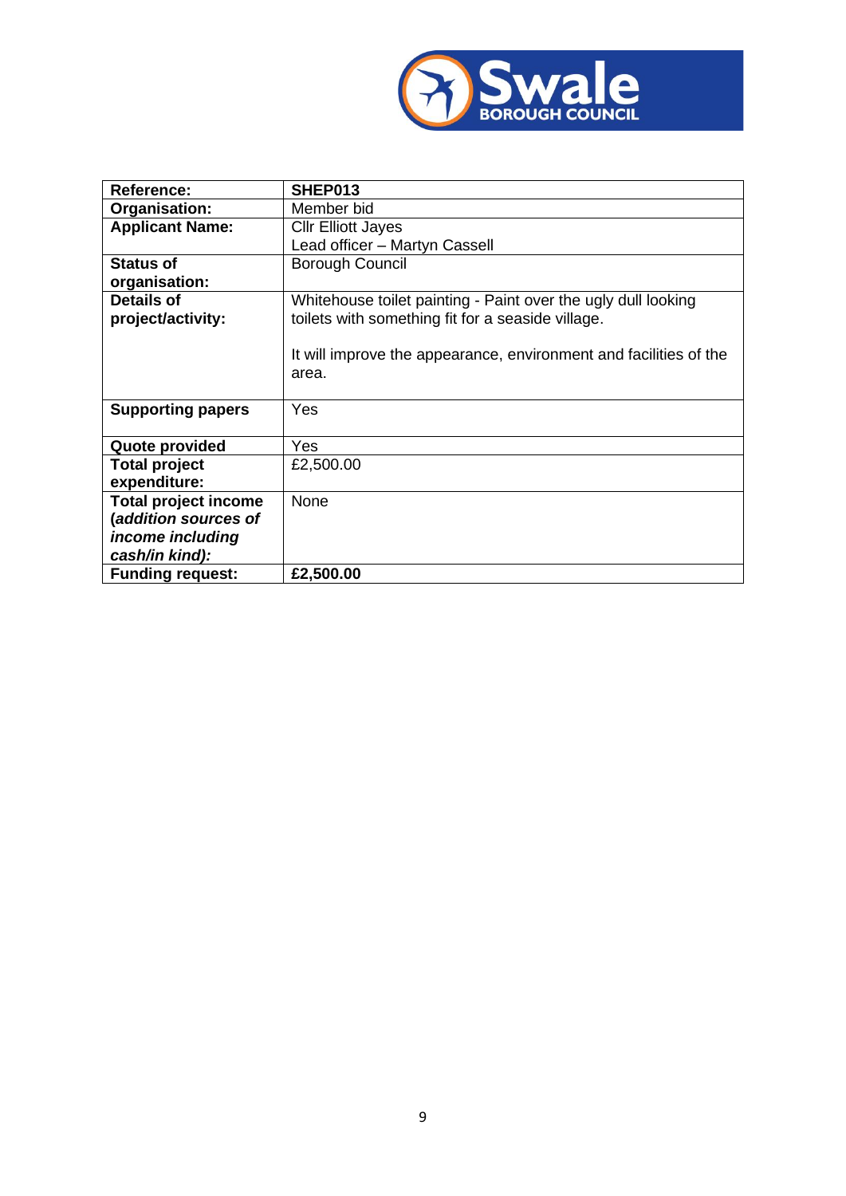| **Reference:** | **SHEP013** |
|---|---|
| **Organisation:** | Member bid |
| **Applicant Name:** | Cllr Elliott Jayes<br>Lead officer – Martyn Cassell |
| **Status of organisation:** | Borough Council |
| **Details of project/activity:** | Whitehouse toilet painting - Paint over the ugly dull looking toilets with something fit for a seaside village.<br><br>It will improve the appearance, environment and facilities of the area. |
| **Supporting papers** | Yes |
| **Quote provided** | Yes |
| **Total project expenditure:** | £2,500.00 |
| **Total project income (*addition sources of income including cash/in kind*):** | None |
| **Funding request:** | **£2,500.00** |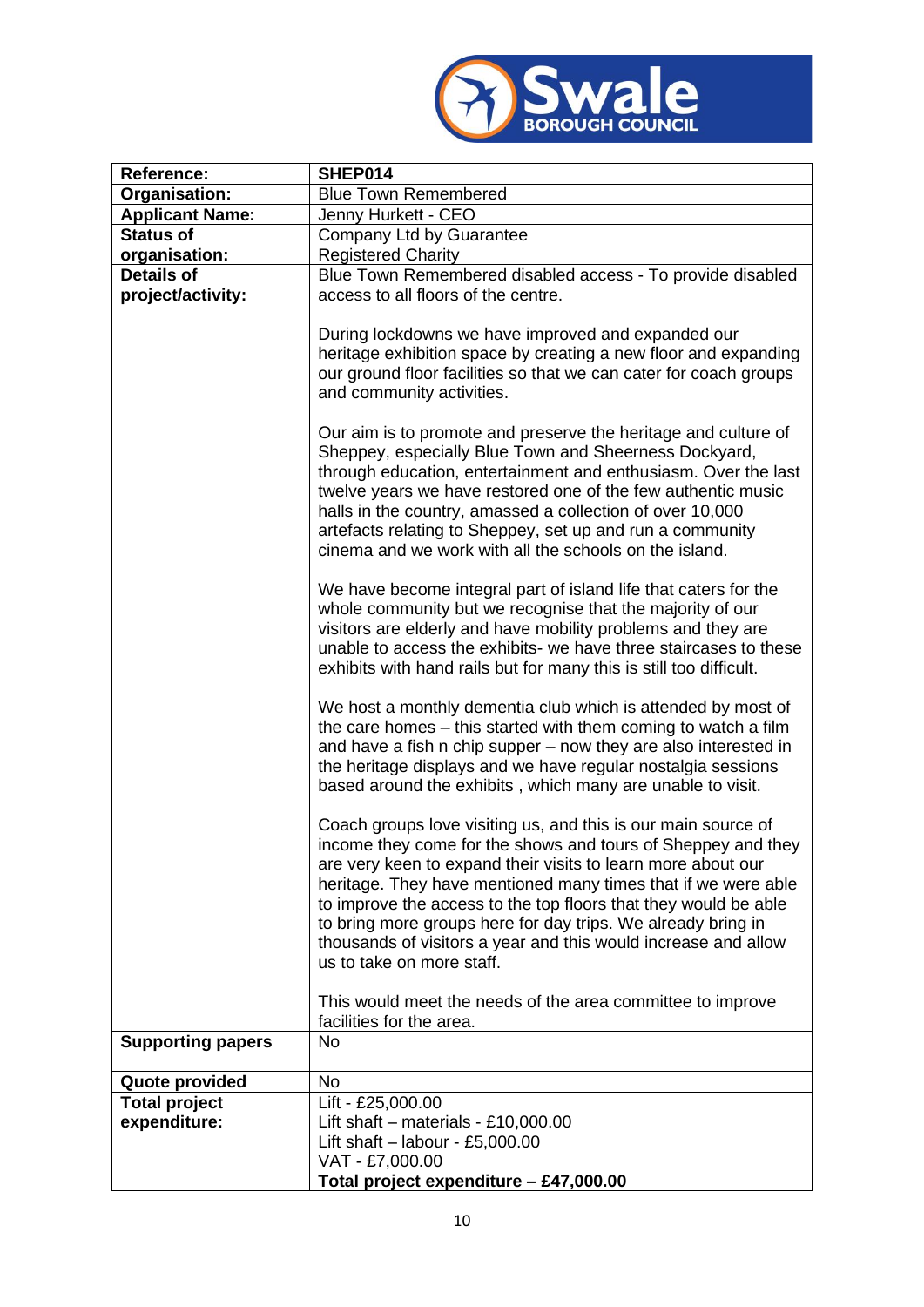| Reference: | SHEP014 |
| --- | --- |
| Organisation: | Blue Town Remembered |
| Applicant Name: | Jenny Hurkett - CEO |
| Status of organisation: | Company Ltd by Guarantee<br>Registered Charity |
| Details of project/activity: | Blue Town Remembered disabled access - To provide disabled access to all floors of the centre.<br><br>During lockdowns we have improved and expanded our heritage exhibition space by creating a new floor and expanding our ground floor facilities so that we can cater for coach groups and community activities.<br><br>Our aim is to promote and preserve the heritage and culture of Sheppey, especially Blue Town and Sheerness Dockyard, through education, entertainment and enthusiasm. Over the last twelve years we have restored one of the few authentic music halls in the country, amassed a collection of over 10,000 artefacts relating to Sheppey, set up and run a community cinema and we work with all the schools on the island.<br><br>We have become integral part of island life that caters for the whole community but we recognise that the majority of our visitors are elderly and have mobility problems and they are unable to access the exhibits- we have three staircases to these exhibits with hand rails but for many this is still too difficult.<br><br>We host a monthly dementia club which is attended by most of the care homes – this started with them coming to watch a film and have a fish n chip supper – now they are also interested in the heritage displays and we have regular nostalgia sessions based around the exhibits , which many are unable to visit.<br><br>Coach groups love visiting us, and this is our main source of income they come for the shows and tours of Sheppey and they are very keen to expand their visits to learn more about our heritage. They have mentioned many times that if we were able to improve the access to the top floors that they would be able to bring more groups here for day trips. We already bring in thousands of visitors a year and this would increase and allow us to take on more staff.<br><br>This would meet the needs of the area committee to improve facilities for the area. |
| Supporting papers | No |
| Quote provided | No |
| Total project expenditure: | Lift - £25,000.00<br>Lift shaft – materials - £10,000.00<br>Lift shaft – labour - £5,000.00<br>VAT - £7,000.00<br>**Total project expenditure – £47,000.00** |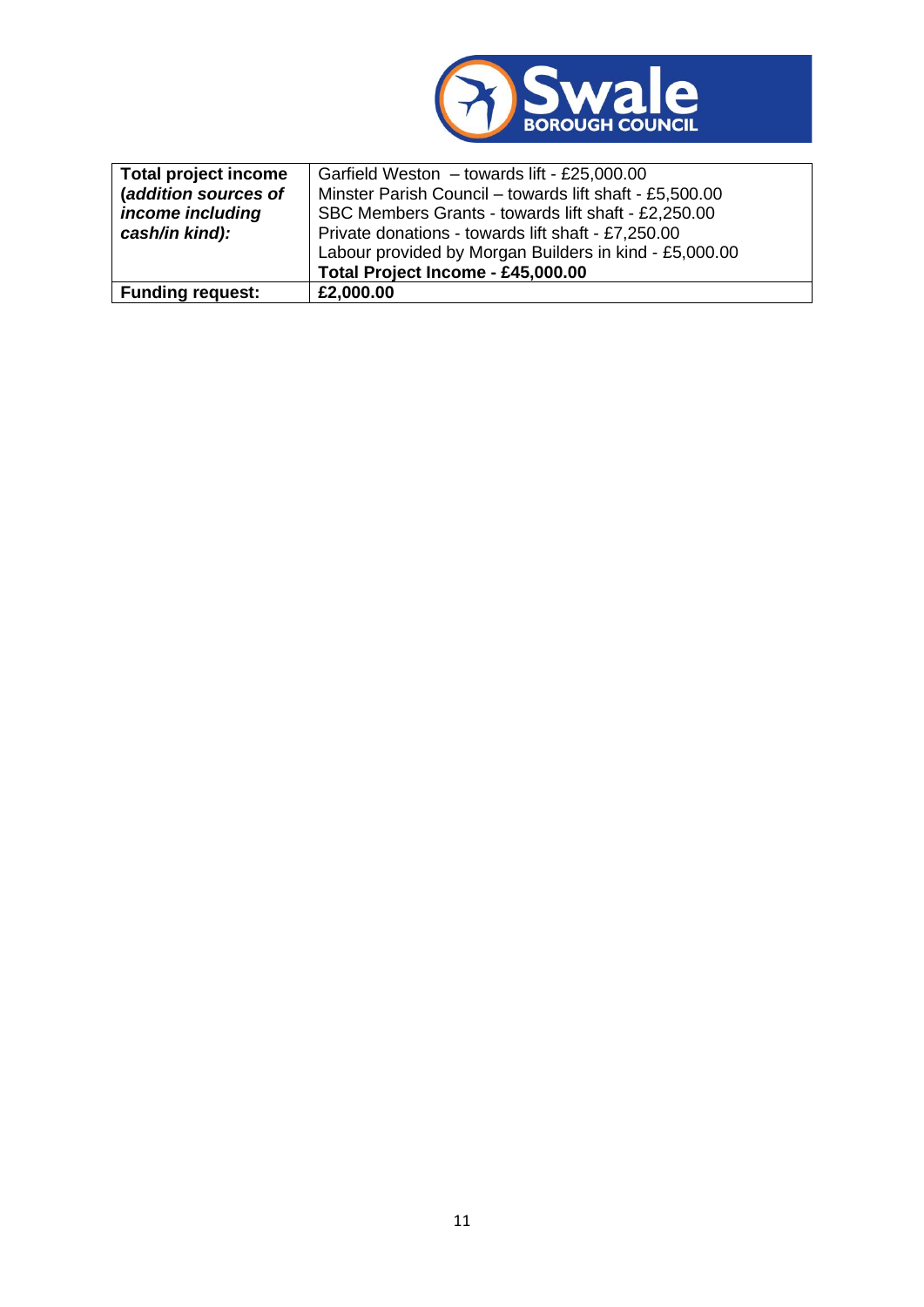| **Total project income (*addition sources of income including cash/in kind):*** | Garfield Weston – towards lift - £25,000.00<br>Minster Parish Council – towards lift shaft - £5,500.00<br>SBC Members Grants - towards lift shaft - £2,250.00<br>Private donations - towards lift shaft - £7,250.00<br>Labour provided by Morgan Builders in kind - £5,000.00<br>**Total Project Income - £45,000.00** |
|---|---|
| **Funding request:** | **£2,000.00** |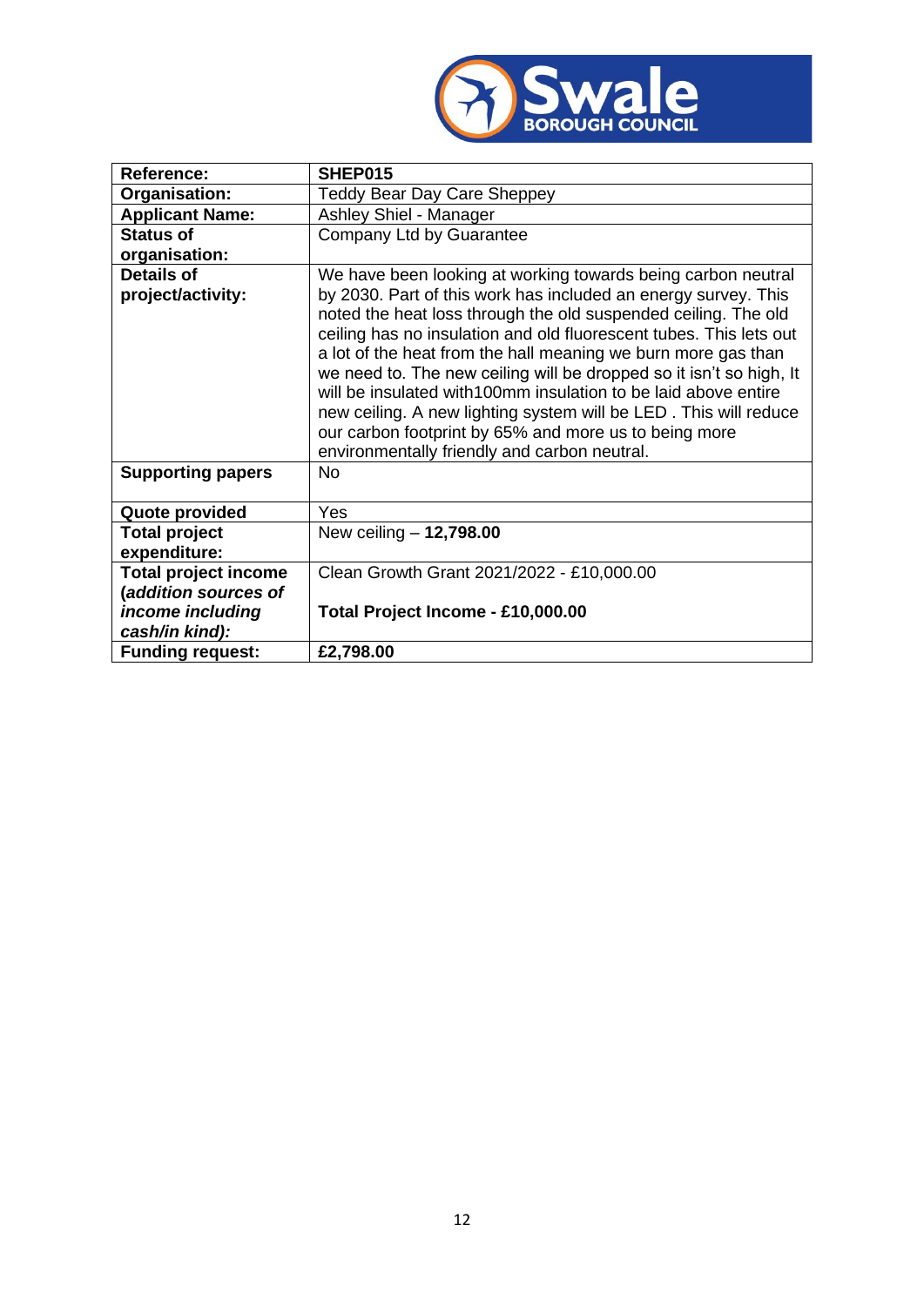| **Reference:** | **SHEP015** |
|---|---|
| **Organisation:** | Teddy Bear Day Care Sheppey |
| **Applicant Name:** | Ashley Shiel - Manager |
| **Status of organisation:** | Company Ltd by Guarantee |
| **Details of project/activity:** | We have been looking at working towards being carbon neutral by 2030. Part of this work has included an energy survey. This noted the heat loss through the old suspended ceiling. The old ceiling has no insulation and old fluorescent tubes. This lets out a lot of the heat from the hall meaning we burn more gas than we need to. The new ceiling will be dropped so it isn't so high, It will be insulated with100mm insulation to be laid above entire new ceiling. A new lighting system will be LED . This will reduce our carbon footprint by 65% and more us to being more environmentally friendly and carbon neutral. |
| **Supporting papers** | No |
| **Quote provided** | Yes |
| **Total project expenditure:** | New ceiling – **12,798.00** |
| **Total project income (*addition sources of income including cash/in kind):*** | Clean Growth Grant 2021/2022 - £10,000.00<br><br>**Total Project Income - £10,000.00** |
| **Funding request:** | **£2,798.00** |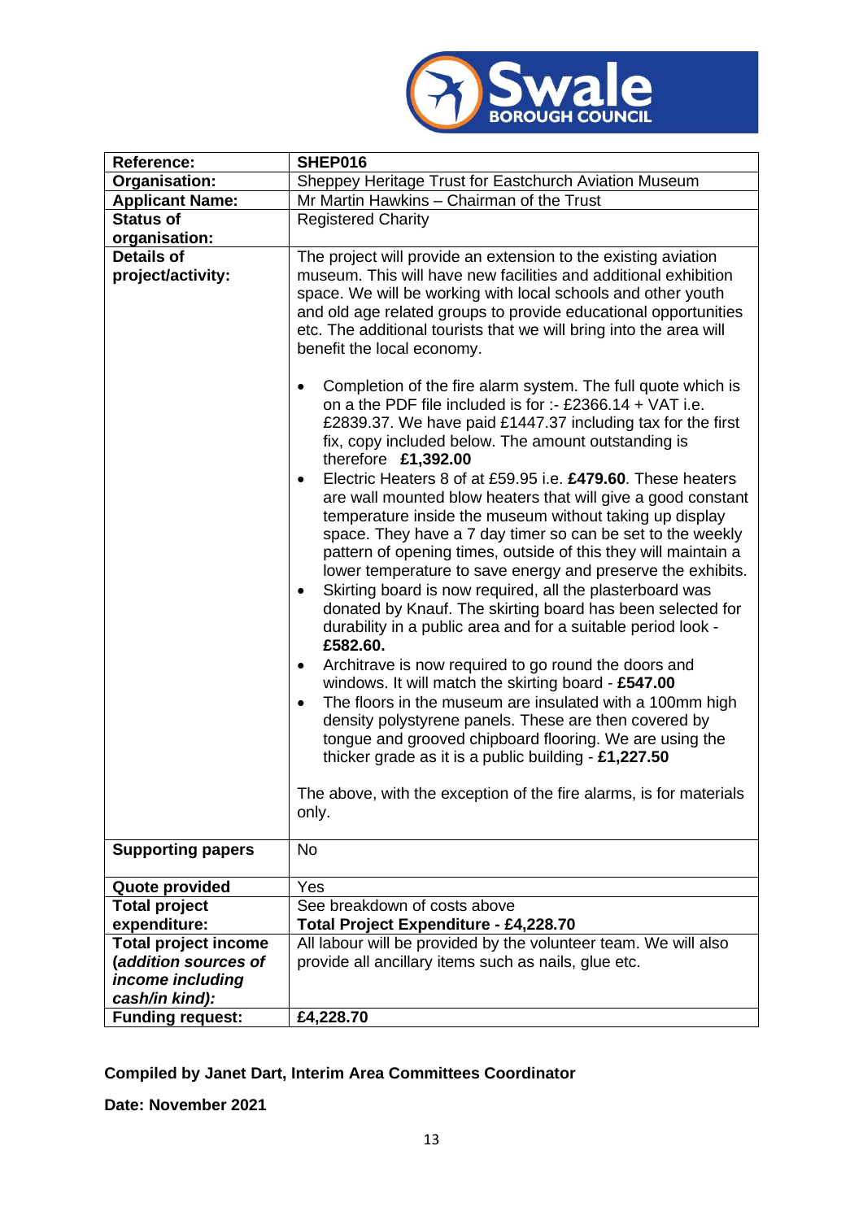Swale BOROUGH COUNCIL

| | |
|---|---|
| **Reference:** | **SHEP016** |
| **Organisation:** | Sheppey Heritage Trust for Eastchurch Aviation Museum |
| **Applicant Name:** | Mr Martin Hawkins – Chairman of the Trust |
| **Status of organisation:** | Registered Charity |
| **Details of project/activity:** | The project will provide an extension to the existing aviation museum. This will have new facilities and additional exhibition space. We will be working with local schools and other youth and old age related groups to provide educational opportunities etc. The additional tourists that we will bring into the area will benefit the local economy.<br><br>• Completion of the fire alarm system. The full quote which is on a the PDF file included is for :- £2366.14 + VAT i.e. £2839.37. We have paid £1447.37 including tax for the first fix, copy included below. The amount outstanding is therefore **£1,392.00**<br>• Electric Heaters 8 of at £59.95 i.e. **£479.60**. These heaters are wall mounted blow heaters that will give a good constant temperature inside the museum without taking up display space. They have a 7 day timer so can be set to the weekly pattern of opening times, outside of this they will maintain a lower temperature to save energy and preserve the exhibits.<br>• Skirting board is now required, all the plasterboard was donated by Knauf. The skirting board has been selected for durability in a public area and for a suitable period look - **£582.60.**<br>• Architrave is now required to go round the doors and windows. It will match the skirting board - **£547.00**<br>• The floors in the museum are insulated with a 100mm high density polystyrene panels. These are then covered by tongue and grooved chipboard flooring. We are using the thicker grade as it is a public building - **£1,227.50**<br><br>The above, with the exception of the fire alarms, is for materials only. |
| **Supporting papers** | No |
| **Quote provided** | Yes |
| **Total project expenditure:** | See breakdown of costs above<br>**Total Project Expenditure - £4,228.70** |
| **Total project income (*addition sources of income including cash/in kind):*** | All labour will be provided by the volunteer team. We will also provide all ancillary items such as nails, glue etc. |
| **Funding request:** | **£4,228.70** |

**Compiled by Janet Dart, Interim Area Committees Coordinator**

**Date: November 2021**